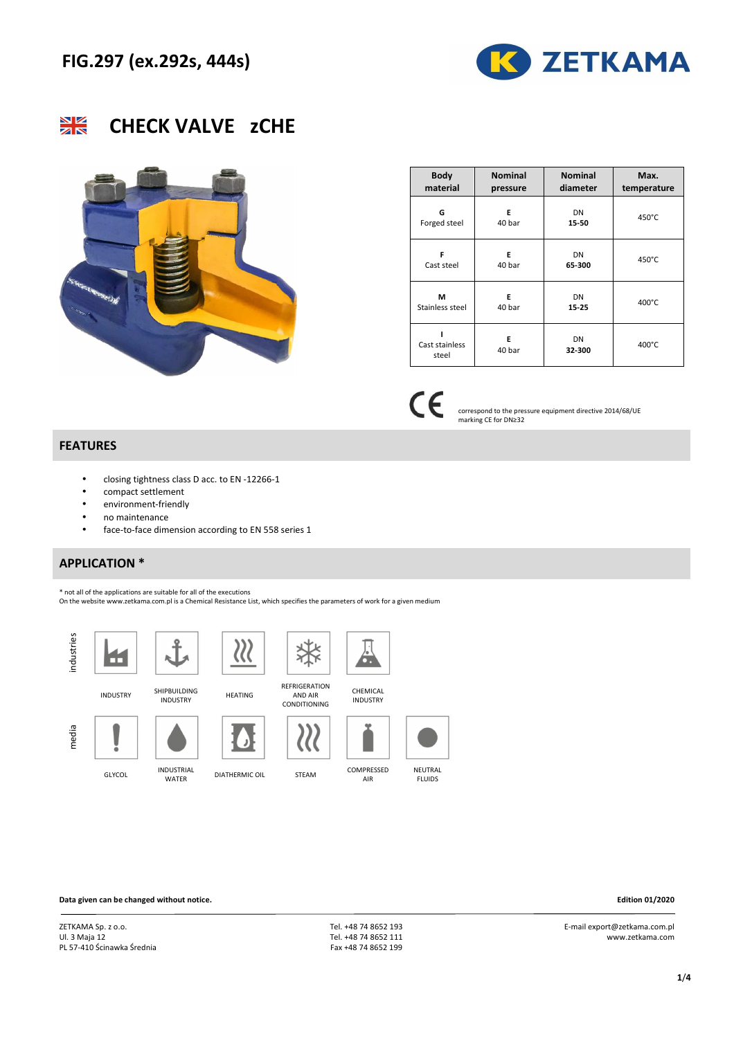# FIG.297 (ex.292s, 444s)

ZETKAMA

## CHECK VALVE zCHE

| Body material | Nominal pressure | Nominal diameter | Max. temperature |
|---|---|---|---|
| G<br>Forged steel | E<br>40 bar | DN<br>**15-50** | 450°C |
| F<br>Cast steel | E<br>40 bar | DN<br>**65-300** | 450°C |
| M<br>Stainless steel | E<br>40 bar | DN<br>**15-25** | 400°C |
| I<br>Cast stainless steel | E<br>40 bar | DN<br>**32-300** | 400°C |

CE correspond to the pressure equipment directive 2014/68/UE
marking CE for DN≥32

## FEATURES

- closing tightness class D acc. to EN -12266-1
- compact settlement
- environment-friendly
- no maintenance
- face-to-face dimension according to EN 558 series 1

## APPLICATION *

\* not all of the applications are suitable for all of the executions
On the website www.zetkama.com.pl is a Chemical Resistance List, which specifies the parameters of work for a given medium

**industries:** INDUSTRY, SHIPBUILDING INDUSTRY, HEATING, REFRIGERATION AND AIR CONDITIONING, CHEMICAL INDUSTRY

**media:** GLYCOL, INDUSTRIAL WATER, DIATHERMIC OIL, STEAM, COMPRESSED AIR, NEUTRAL FLUIDS

**Data given can be changed without notice.** **Edition 01/2020**

ZETKAMA Sp. z o.o.
Ul. 3 Maja 12
PL 57-410 Ścinawka Średnia

Tel. +48 74 8652 193
Tel. +48 74 8652 111
Fax +48 74 8652 199

E-mail export@zetkama.com.pl
www.zetkama.com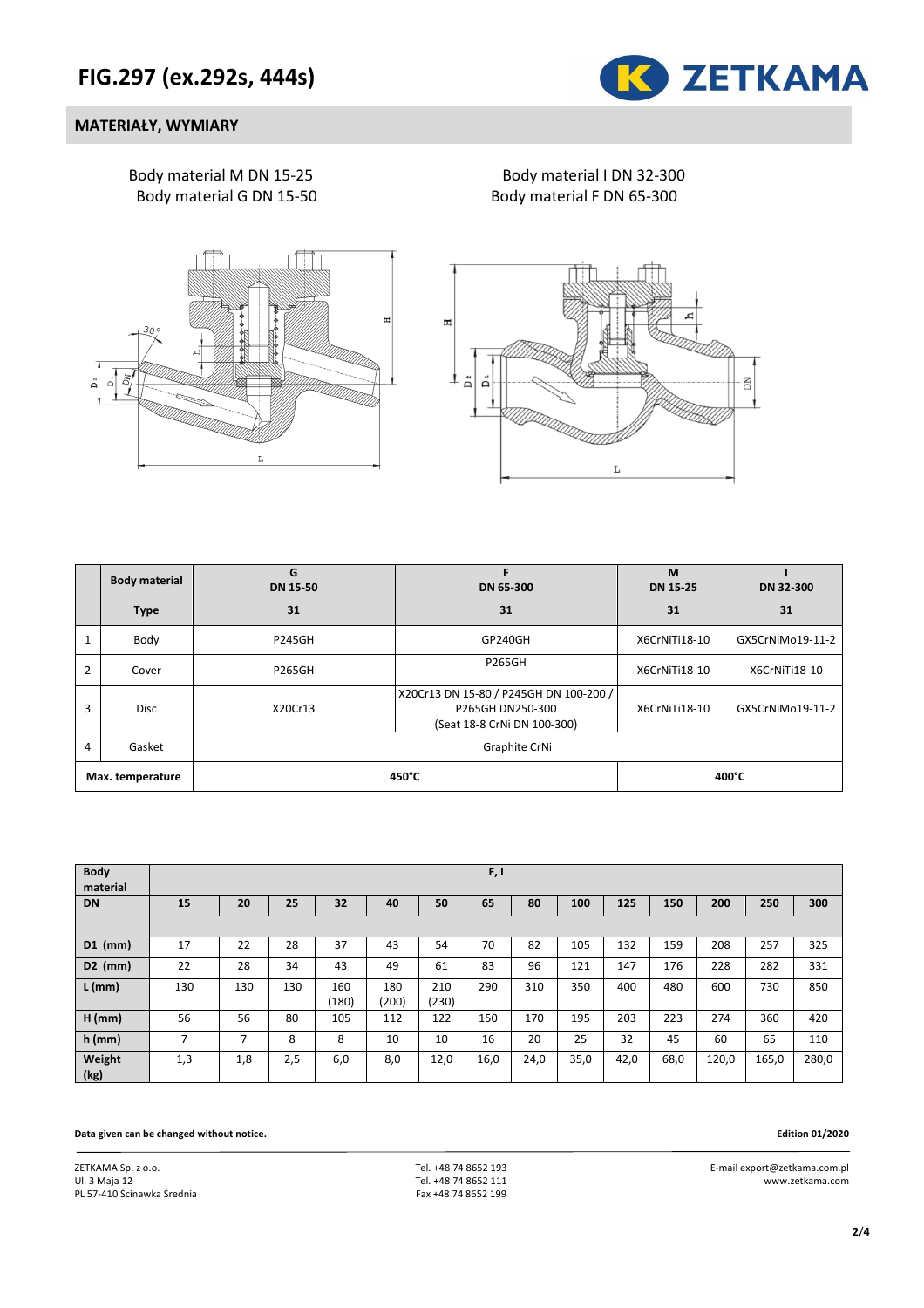# FIG.297 (ex.292s, 444s)

## MATERIAŁY, WYMIARY

Body material M DN 15-25
Body material G DN 15-50

Body material I DN 32-300
Body material F DN 65-300

| | Body material | G DN 15-50 | F DN 65-300 | M DN 15-25 | I DN 32-300 |
|---|---|---|---|---|---|
| | **Type** | **31** | **31** | **31** | **31** |
| 1 | Body | P245GH | GP240GH | X6CrNiTi18-10 | GX5CrNiMo19-11-2 |
| 2 | Cover | P265GH | P265GH | X6CrNiTi18-10 | X6CrNiTi18-10 |
| 3 | Disc | X20Cr13 | X20Cr13 DN 15-80 / P245GH DN 100-200 / P265GH DN250-300 (Seat 18-8 CrNi DN 100-300) | X6CrNiTi18-10 | GX5CrNiMo19-11-2 |
| 4 | Gasket | Graphite CrNi | | | |
| **Max. temperature** | | **450°C** | | **400°C** | |

| **Body material** | **F, I** | | | | | | | | | | | | | |
|---|---|---|---|---|---|---|---|---|---|---|---|---|---|---|
| **DN** | **15** | **20** | **25** | **32** | **40** | **50** | **65** | **80** | **100** | **125** | **150** | **200** | **250** | **300** |
| | | | | | | | | | | | | | | |
| **D1 (mm)** | 17 | 22 | 28 | 37 | 43 | 54 | 70 | 82 | 105 | 132 | 159 | 208 | 257 | 325 |
| **D2 (mm)** | 22 | 28 | 34 | 43 | 49 | 61 | 83 | 96 | 121 | 147 | 176 | 228 | 282 | 331 |
| **L (mm)** | 130 | 130 | 130 | 160 (180) | 180 (200) | 210 (230) | 290 | 310 | 350 | 400 | 480 | 600 | 730 | 850 |
| **H (mm)** | 56 | 56 | 80 | 105 | 112 | 122 | 150 | 170 | 195 | 203 | 223 | 274 | 360 | 420 |
| **h (mm)** | 7 | 7 | 8 | 8 | 10 | 10 | 16 | 20 | 25 | 32 | 45 | 60 | 65 | 110 |
| **Weight (kg)** | 1,3 | 1,8 | 2,5 | 6,0 | 8,0 | 12,0 | 16,0 | 24,0 | 35,0 | 42,0 | 68,0 | 120,0 | 165,0 | 280,0 |

**Data given can be changed without notice.**

**Edition 01/2020**

ZETKAMA Sp. z o.o.
Ul. 3 Maja 12
PL 57-410 Ścinawka Średnia

Tel. +48 74 8652 193
Tel. +48 74 8652 111
Fax +48 74 8652 199

E-mail export@zetkama.com.pl
www.zetkama.com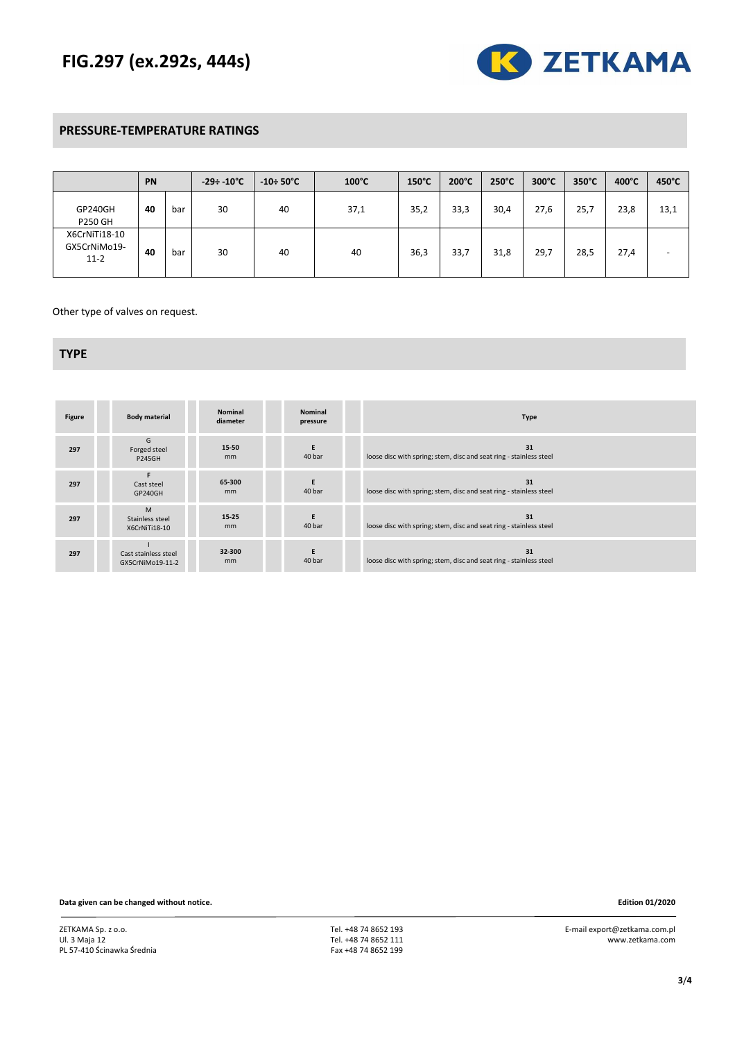# FIG.297 (ex.292s, 444s)

## PRESSURE-TEMPERATURE RATINGS

| | PN | | -29÷ -10°C | -10÷ 50°C | 100°C | 150°C | 200°C | 250°C | 300°C | 350°C | 400°C | 450°C |
|---|---|---|---|---|---|---|---|---|---|---|---|---|
| GP240GH P250 GH | 40 | bar | 30 | 40 | 37,1 | 35,2 | 33,3 | 30,4 | 27,6 | 25,7 | 23,8 | 13,1 |
| X6CrNiTi18-10 GX5CrNiMo19-11-2 | 40 | bar | 30 | 40 | 40 | 36,3 | 33,7 | 31,8 | 29,7 | 28,5 | 27,4 | - |

Other type of valves on request.

## TYPE

| Figure | Body material | Nominal diameter | Nominal pressure | Type |
|---|---|---|---|---|
| 297 | G<br>Forged steel<br>P245GH | 15-50<br>mm | E<br>40 bar | 31<br>loose disc with spring; stem, disc and seat ring - stainless steel |
| 297 | F<br>Cast steel<br>GP240GH | 65-300<br>mm | E<br>40 bar | 31<br>loose disc with spring; stem, disc and seat ring - stainless steel |
| 297 | M<br>Stainless steel<br>X6CrNiTi18-10 | 15-25<br>mm | E<br>40 bar | 31<br>loose disc with spring; stem, disc and seat ring - stainless steel |
| 297 | I<br>Cast stainless steel<br>GX5CrNiMo19-11-2 | 32-300<br>mm | E<br>40 bar | 31<br>loose disc with spring; stem, disc and seat ring - stainless steel |

**Data given can be changed without notice.**

**Edition 01/2020**

ZETKAMA Sp. z o.o.
Ul. 3 Maja 12
PL 57-410 Ścinawka Średnia

Tel. +48 74 8652 193
Tel. +48 74 8652 111
Fax +48 74 8652 199

E-mail export@zetkama.com.pl
www.zetkama.com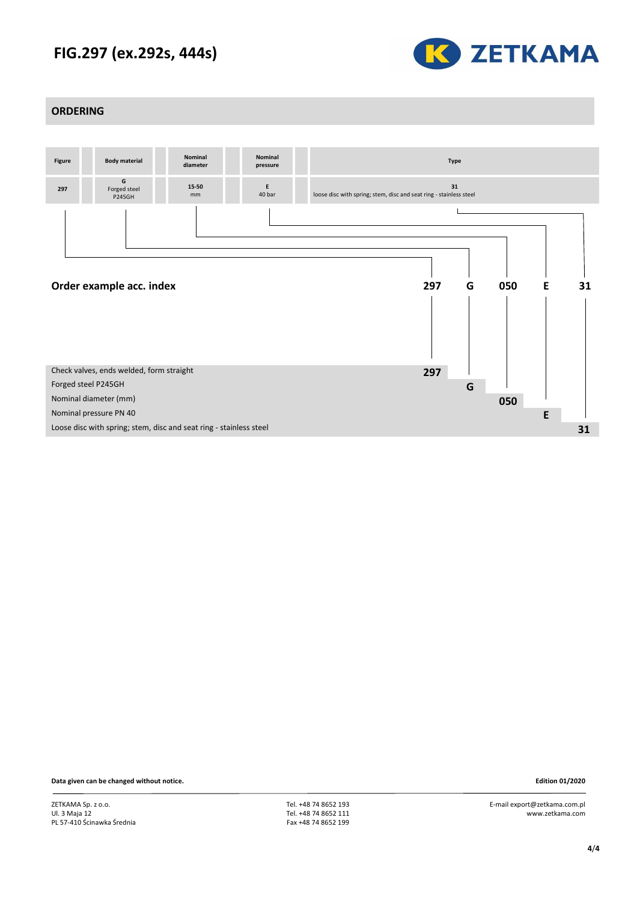# FIG.297 (ex.292s, 444s)

ZETKAMA

## ORDERING

| Figure | Body material | Nominal diameter | Nominal pressure | Type |
|---|---|---|---|---|
| 297 | G<br>Forged steel<br>P245GH | 15-50<br>mm | E<br>40 bar | 31<br>loose disc with spring; stem, disc and seat ring - stainless steel |

**Order example acc. index** 297 G 050 E 31

| | | | | | |
|---|---|---|---|---|---|
| Check valves, ends welded, form straight | 297 | | | | |
| Forged steel P245GH | | G | | | |
| Nominal diameter (mm) | | | 050 | | |
| Nominal pressure PN 40 | | | | E | |
| Loose disc with spring; stem, disc and seat ring - stainless steel | | | | | 31 |

**Data given can be changed without notice.**

**Edition 01/2020**

ZETKAMA Sp. z o.o.
Ul. 3 Maja 12
PL 57-410 Ścinawka Średnia

Tel. +48 74 8652 193
Tel. +48 74 8652 111
Fax +48 74 8652 199

E-mail export@zetkama.com.pl
www.zetkama.com